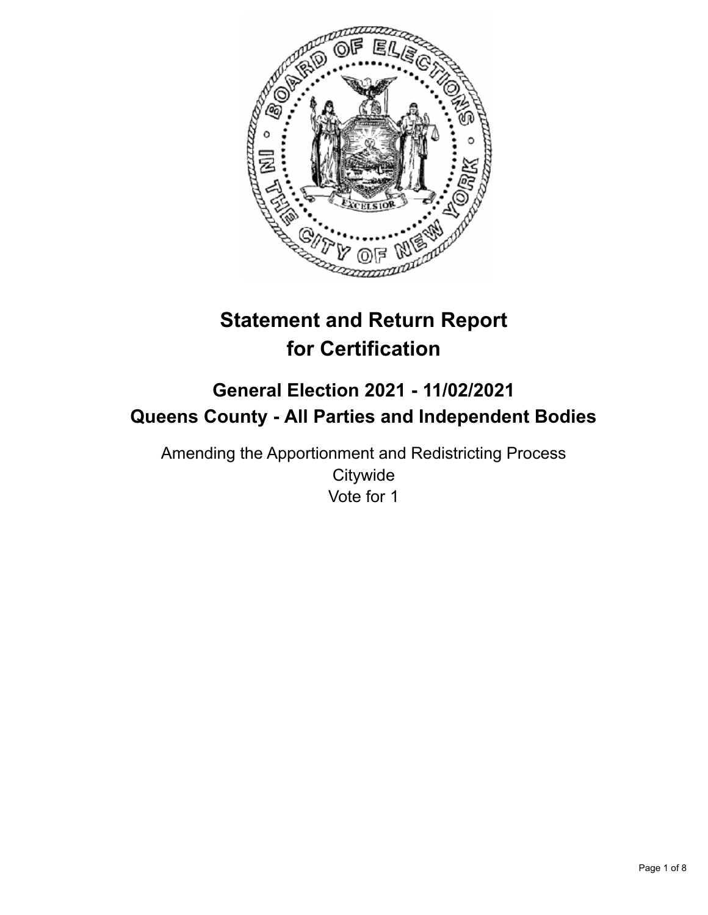# Statement and Return Report for Certification

## General Election 2021 - 11/02/2021
## Queens County - All Parties and Independent Bodies

Amending the Apportionment and Redistricting Process
Citywide
Vote for 1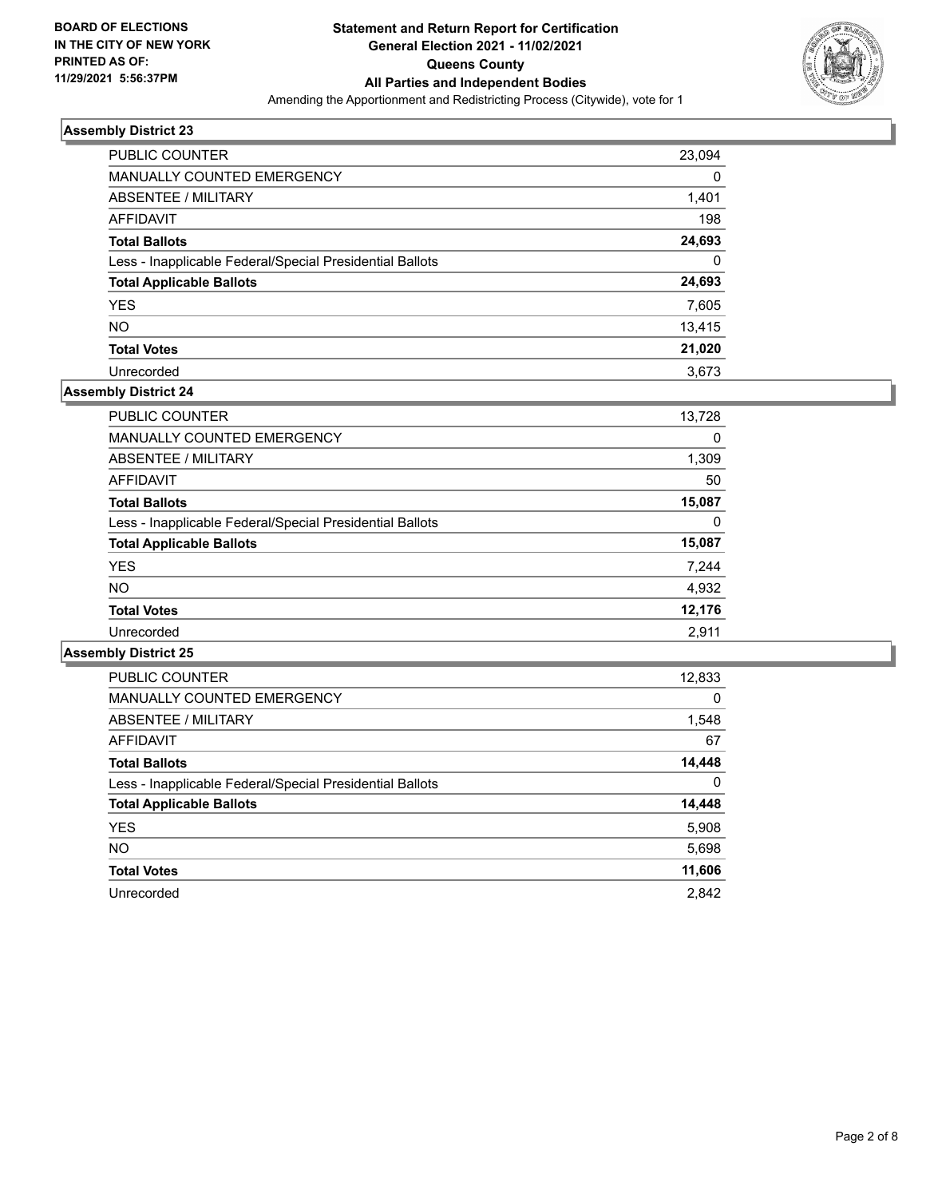**BOARD OF ELECTIONS IN THE CITY OF NEW YORK PRINTED AS OF: 11/29/2021 5:56:37PM**

# Statement and Return Report for Certification
## General Election 2021 - 11/02/2021
## Queens County
## All Parties and Independent Bodies
Amending the Apportionment and Redistricting Process (Citywide), vote for 1

### Assembly District 23

| | |
|---|---|
| PUBLIC COUNTER | 23,094 |
| MANUALLY COUNTED EMERGENCY | 0 |
| ABSENTEE / MILITARY | 1,401 |
| AFFIDAVIT | 198 |
| **Total Ballots** | **24,693** |
| Less - Inapplicable Federal/Special Presidential Ballots | 0 |
| **Total Applicable Ballots** | **24,693** |
| YES | 7,605 |
| NO | 13,415 |
| **Total Votes** | **21,020** |
| Unrecorded | 3,673 |

### Assembly District 24

| | |
|---|---|
| PUBLIC COUNTER | 13,728 |
| MANUALLY COUNTED EMERGENCY | 0 |
| ABSENTEE / MILITARY | 1,309 |
| AFFIDAVIT | 50 |
| **Total Ballots** | **15,087** |
| Less - Inapplicable Federal/Special Presidential Ballots | 0 |
| **Total Applicable Ballots** | **15,087** |
| YES | 7,244 |
| NO | 4,932 |
| **Total Votes** | **12,176** |
| Unrecorded | 2,911 |

### Assembly District 25

| | |
|---|---|
| PUBLIC COUNTER | 12,833 |
| MANUALLY COUNTED EMERGENCY | 0 |
| ABSENTEE / MILITARY | 1,548 |
| AFFIDAVIT | 67 |
| **Total Ballots** | **14,448** |
| Less - Inapplicable Federal/Special Presidential Ballots | 0 |
| **Total Applicable Ballots** | **14,448** |
| YES | 5,908 |
| NO | 5,698 |
| **Total Votes** | **11,606** |
| Unrecorded | 2,842 |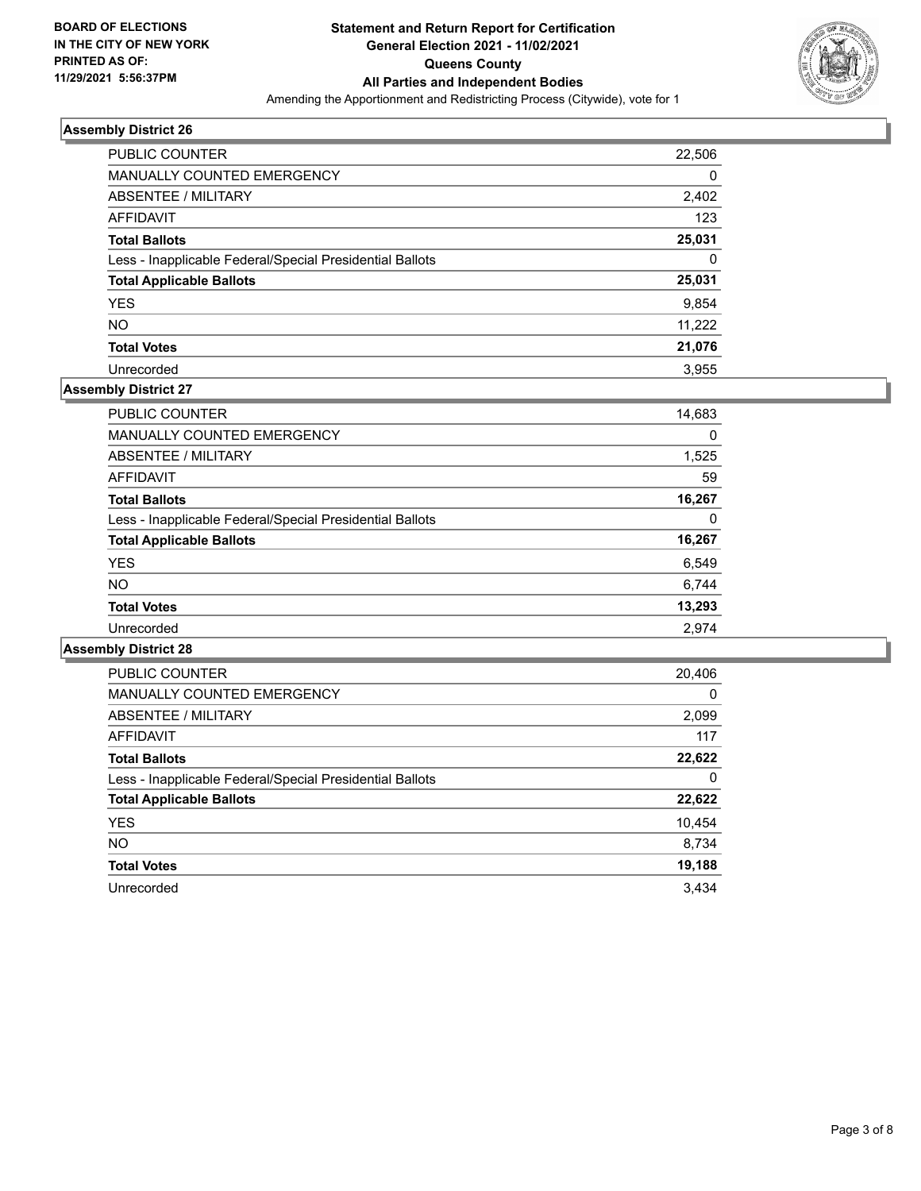BOARD OF ELECTIONS
IN THE CITY OF NEW YORK
PRINTED AS OF:
11/29/2021 5:56:37PM

**Statement and Return Report for Certification**
**General Election 2021 - 11/02/2021**
**Queens County**
**All Parties and Independent Bodies**
Amending the Apportionment and Redistricting Process (Citywide), vote for 1

### Assembly District 26

| | |
|---|---|
| PUBLIC COUNTER | 22,506 |
| MANUALLY COUNTED EMERGENCY | 0 |
| ABSENTEE / MILITARY | 2,402 |
| AFFIDAVIT | 123 |
| **Total Ballots** | **25,031** |
| Less - Inapplicable Federal/Special Presidential Ballots | 0 |
| **Total Applicable Ballots** | **25,031** |
| YES | 9,854 |
| NO | 11,222 |
| **Total Votes** | **21,076** |
| Unrecorded | 3,955 |

### Assembly District 27

| | |
|---|---|
| PUBLIC COUNTER | 14,683 |
| MANUALLY COUNTED EMERGENCY | 0 |
| ABSENTEE / MILITARY | 1,525 |
| AFFIDAVIT | 59 |
| **Total Ballots** | **16,267** |
| Less - Inapplicable Federal/Special Presidential Ballots | 0 |
| **Total Applicable Ballots** | **16,267** |
| YES | 6,549 |
| NO | 6,744 |
| **Total Votes** | **13,293** |
| Unrecorded | 2,974 |

### Assembly District 28

| | |
|---|---|
| PUBLIC COUNTER | 20,406 |
| MANUALLY COUNTED EMERGENCY | 0 |
| ABSENTEE / MILITARY | 2,099 |
| AFFIDAVIT | 117 |
| **Total Ballots** | **22,622** |
| Less - Inapplicable Federal/Special Presidential Ballots | 0 |
| **Total Applicable Ballots** | **22,622** |
| YES | 10,454 |
| NO | 8,734 |
| **Total Votes** | **19,188** |
| Unrecorded | 3,434 |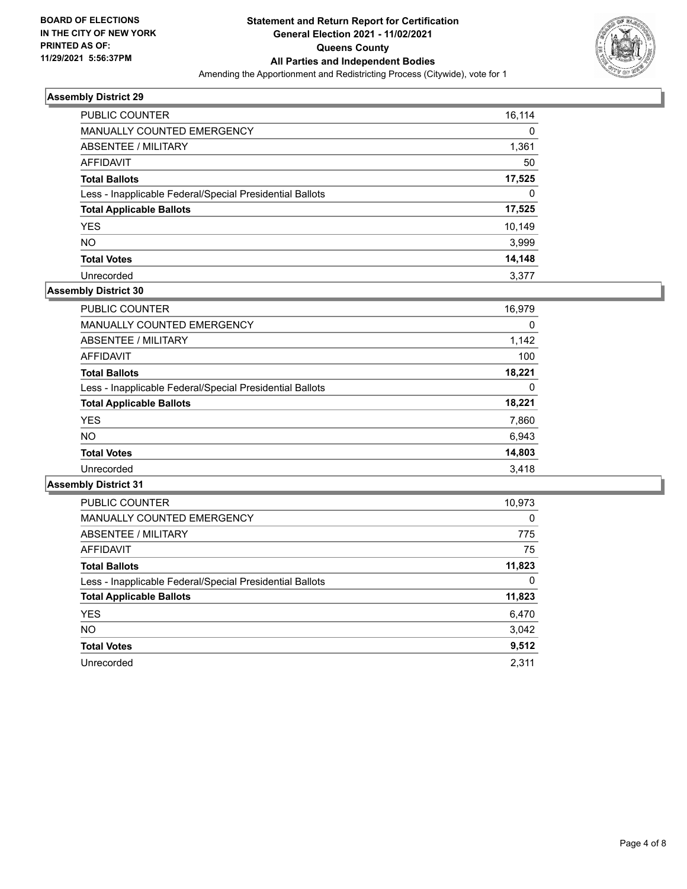**BOARD OF ELECTIONS IN THE CITY OF NEW YORK PRINTED AS OF: 11/29/2021 5:56:37PM**

# Statement and Return Report for Certification General Election 2021 - 11/02/2021 Queens County All Parties and Independent Bodies

Amending the Apportionment and Redistricting Process (Citywide), vote for 1

## Assembly District 29

| | |
|---|---|
| PUBLIC COUNTER | 16,114 |
| MANUALLY COUNTED EMERGENCY | 0 |
| ABSENTEE / MILITARY | 1,361 |
| AFFIDAVIT | 50 |
| **Total Ballots** | **17,525** |
| Less - Inapplicable Federal/Special Presidential Ballots | 0 |
| **Total Applicable Ballots** | **17,525** |
| YES | 10,149 |
| NO | 3,999 |
| **Total Votes** | **14,148** |
| Unrecorded | 3,377 |

## Assembly District 30

| | |
|---|---|
| PUBLIC COUNTER | 16,979 |
| MANUALLY COUNTED EMERGENCY | 0 |
| ABSENTEE / MILITARY | 1,142 |
| AFFIDAVIT | 100 |
| **Total Ballots** | **18,221** |
| Less - Inapplicable Federal/Special Presidential Ballots | 0 |
| **Total Applicable Ballots** | **18,221** |
| YES | 7,860 |
| NO | 6,943 |
| **Total Votes** | **14,803** |
| Unrecorded | 3,418 |

## Assembly District 31

| | |
|---|---|
| PUBLIC COUNTER | 10,973 |
| MANUALLY COUNTED EMERGENCY | 0 |
| ABSENTEE / MILITARY | 775 |
| AFFIDAVIT | 75 |
| **Total Ballots** | **11,823** |
| Less - Inapplicable Federal/Special Presidential Ballots | 0 |
| **Total Applicable Ballots** | **11,823** |
| YES | 6,470 |
| NO | 3,042 |
| **Total Votes** | **9,512** |
| Unrecorded | 2,311 |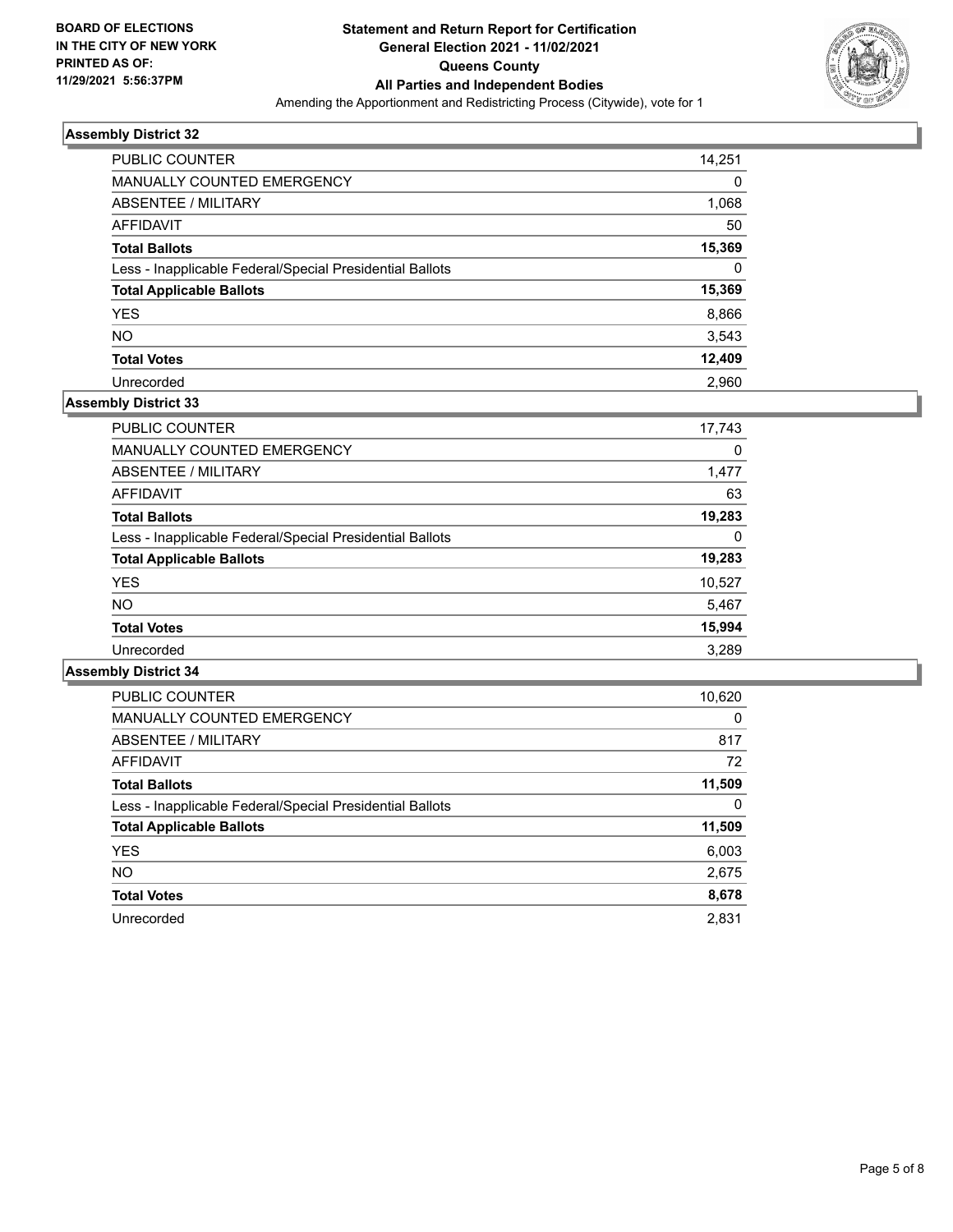**BOARD OF ELECTIONS IN THE CITY OF NEW YORK PRINTED AS OF: 11/29/2021 5:56:37PM**

# Statement and Return Report for Certification General Election 2021 - 11/02/2021 Queens County All Parties and Independent Bodies

Amending the Apportionment and Redistricting Process (Citywide), vote for 1

## Assembly District 32

| | |
|---|---|
| PUBLIC COUNTER | 14,251 |
| MANUALLY COUNTED EMERGENCY | 0 |
| ABSENTEE / MILITARY | 1,068 |
| AFFIDAVIT | 50 |
| **Total Ballots** | **15,369** |
| Less - Inapplicable Federal/Special Presidential Ballots | 0 |
| **Total Applicable Ballots** | **15,369** |
| YES | 8,866 |
| NO | 3,543 |
| **Total Votes** | **12,409** |
| Unrecorded | 2,960 |

## Assembly District 33

| | |
|---|---|
| PUBLIC COUNTER | 17,743 |
| MANUALLY COUNTED EMERGENCY | 0 |
| ABSENTEE / MILITARY | 1,477 |
| AFFIDAVIT | 63 |
| **Total Ballots** | **19,283** |
| Less - Inapplicable Federal/Special Presidential Ballots | 0 |
| **Total Applicable Ballots** | **19,283** |
| YES | 10,527 |
| NO | 5,467 |
| **Total Votes** | **15,994** |
| Unrecorded | 3,289 |

## Assembly District 34

| | |
|---|---|
| PUBLIC COUNTER | 10,620 |
| MANUALLY COUNTED EMERGENCY | 0 |
| ABSENTEE / MILITARY | 817 |
| AFFIDAVIT | 72 |
| **Total Ballots** | **11,509** |
| Less - Inapplicable Federal/Special Presidential Ballots | 0 |
| **Total Applicable Ballots** | **11,509** |
| YES | 6,003 |
| NO | 2,675 |
| **Total Votes** | **8,678** |
| Unrecorded | 2,831 |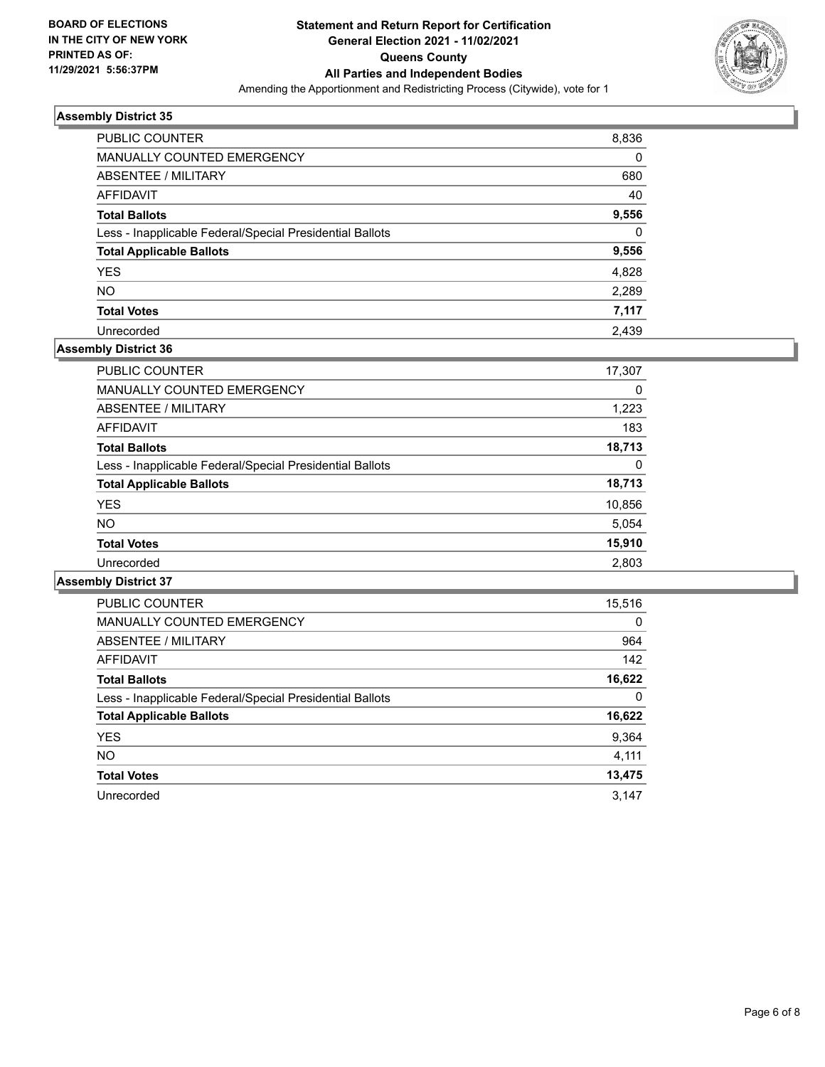**BOARD OF ELECTIONS IN THE CITY OF NEW YORK PRINTED AS OF: 11/29/2021 5:56:37PM**

**Statement and Return Report for Certification General Election 2021 - 11/02/2021 Queens County All Parties and Independent Bodies**

Amending the Apportionment and Redistricting Process (Citywide), vote for 1

### Assembly District 35

| | |
|---|---|
| PUBLIC COUNTER | 8,836 |
| MANUALLY COUNTED EMERGENCY | 0 |
| ABSENTEE / MILITARY | 680 |
| AFFIDAVIT | 40 |
| **Total Ballots** | **9,556** |
| Less - Inapplicable Federal/Special Presidential Ballots | 0 |
| **Total Applicable Ballots** | **9,556** |
| YES | 4,828 |
| NO | 2,289 |
| **Total Votes** | **7,117** |
| Unrecorded | 2,439 |

### Assembly District 36

| | |
|---|---|
| PUBLIC COUNTER | 17,307 |
| MANUALLY COUNTED EMERGENCY | 0 |
| ABSENTEE / MILITARY | 1,223 |
| AFFIDAVIT | 183 |
| **Total Ballots** | **18,713** |
| Less - Inapplicable Federal/Special Presidential Ballots | 0 |
| **Total Applicable Ballots** | **18,713** |
| YES | 10,856 |
| NO | 5,054 |
| **Total Votes** | **15,910** |
| Unrecorded | 2,803 |

### Assembly District 37

| | |
|---|---|
| PUBLIC COUNTER | 15,516 |
| MANUALLY COUNTED EMERGENCY | 0 |
| ABSENTEE / MILITARY | 964 |
| AFFIDAVIT | 142 |
| **Total Ballots** | **16,622** |
| Less - Inapplicable Federal/Special Presidential Ballots | 0 |
| **Total Applicable Ballots** | **16,622** |
| YES | 9,364 |
| NO | 4,111 |
| **Total Votes** | **13,475** |
| Unrecorded | 3,147 |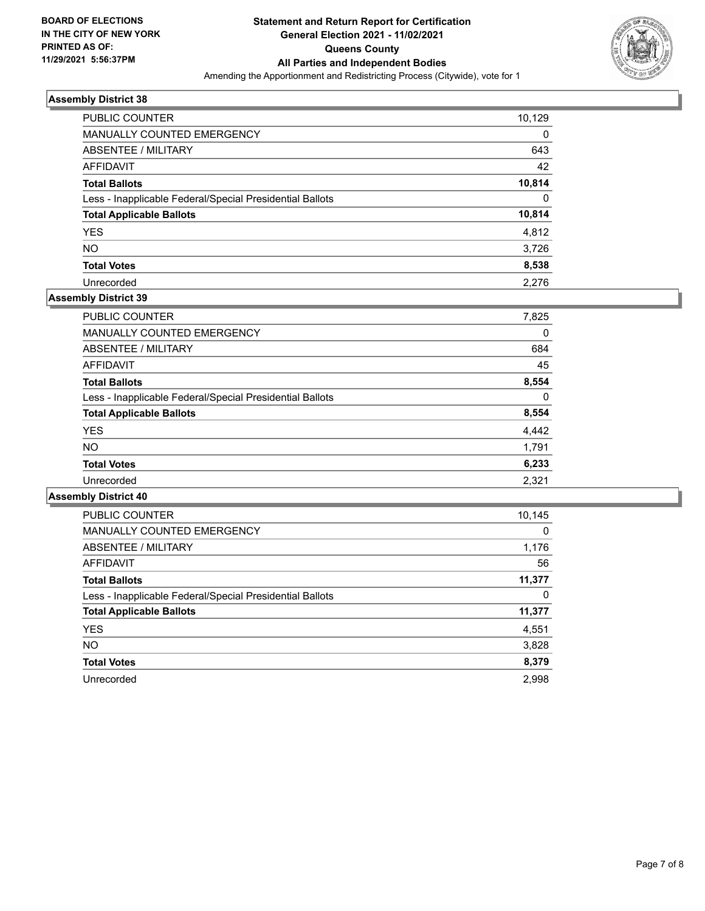**BOARD OF ELECTIONS IN THE CITY OF NEW YORK PRINTED AS OF: 11/29/2021 5:56:37PM**

# Statement and Return Report for Certification
## General Election 2021 - 11/02/2021
## Queens County
## All Parties and Independent Bodies
Amending the Apportionment and Redistricting Process (Citywide), vote for 1

### Assembly District 38

| | |
|---|---|
| PUBLIC COUNTER | 10,129 |
| MANUALLY COUNTED EMERGENCY | 0 |
| ABSENTEE / MILITARY | 643 |
| AFFIDAVIT | 42 |
| **Total Ballots** | **10,814** |
| Less - Inapplicable Federal/Special Presidential Ballots | 0 |
| **Total Applicable Ballots** | **10,814** |
| YES | 4,812 |
| NO | 3,726 |
| **Total Votes** | **8,538** |
| Unrecorded | 2,276 |

### Assembly District 39

| | |
|---|---|
| PUBLIC COUNTER | 7,825 |
| MANUALLY COUNTED EMERGENCY | 0 |
| ABSENTEE / MILITARY | 684 |
| AFFIDAVIT | 45 |
| **Total Ballots** | **8,554** |
| Less - Inapplicable Federal/Special Presidential Ballots | 0 |
| **Total Applicable Ballots** | **8,554** |
| YES | 4,442 |
| NO | 1,791 |
| **Total Votes** | **6,233** |
| Unrecorded | 2,321 |

### Assembly District 40

| | |
|---|---|
| PUBLIC COUNTER | 10,145 |
| MANUALLY COUNTED EMERGENCY | 0 |
| ABSENTEE / MILITARY | 1,176 |
| AFFIDAVIT | 56 |
| **Total Ballots** | **11,377** |
| Less - Inapplicable Federal/Special Presidential Ballots | 0 |
| **Total Applicable Ballots** | **11,377** |
| YES | 4,551 |
| NO | 3,828 |
| **Total Votes** | **8,379** |
| Unrecorded | 2,998 |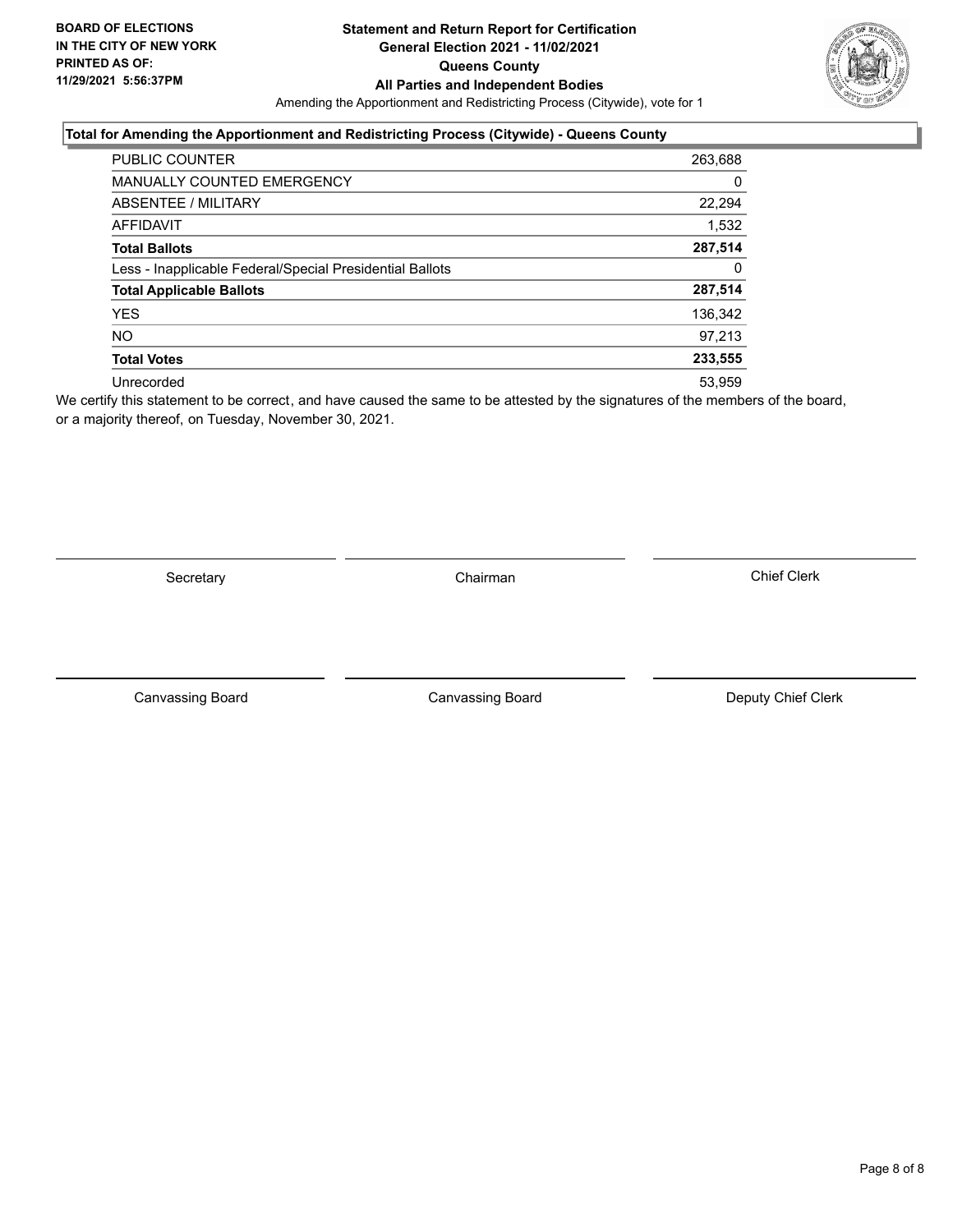**BOARD OF ELECTIONS IN THE CITY OF NEW YORK PRINTED AS OF: 11/29/2021 5:56:37PM**

**Statement and Return Report for Certification**
**General Election 2021 - 11/02/2021**
**Queens County**
**All Parties and Independent Bodies**
Amending the Apportionment and Redistricting Process (Citywide), vote for 1

## Total for Amending the Apportionment and Redistricting Process (Citywide) - Queens County

| | |
|---|---|
| PUBLIC COUNTER | 263,688 |
| MANUALLY COUNTED EMERGENCY | 0 |
| ABSENTEE / MILITARY | 22,294 |
| AFFIDAVIT | 1,532 |
| **Total Ballots** | **287,514** |
| Less - Inapplicable Federal/Special Presidential Ballots | 0 |
| **Total Applicable Ballots** | **287,514** |
| YES | 136,342 |
| NO | 97,213 |
| **Total Votes** | **233,555** |
| Unrecorded | 53,959 |

We certify this statement to be correct, and have caused the same to be attested by the signatures of the members of the board, or a majority thereof, on Tuesday, November 30, 2021.

Secretary | Chairman | Chief Clerk

Canvassing Board | Canvassing Board | Deputy Chief Clerk